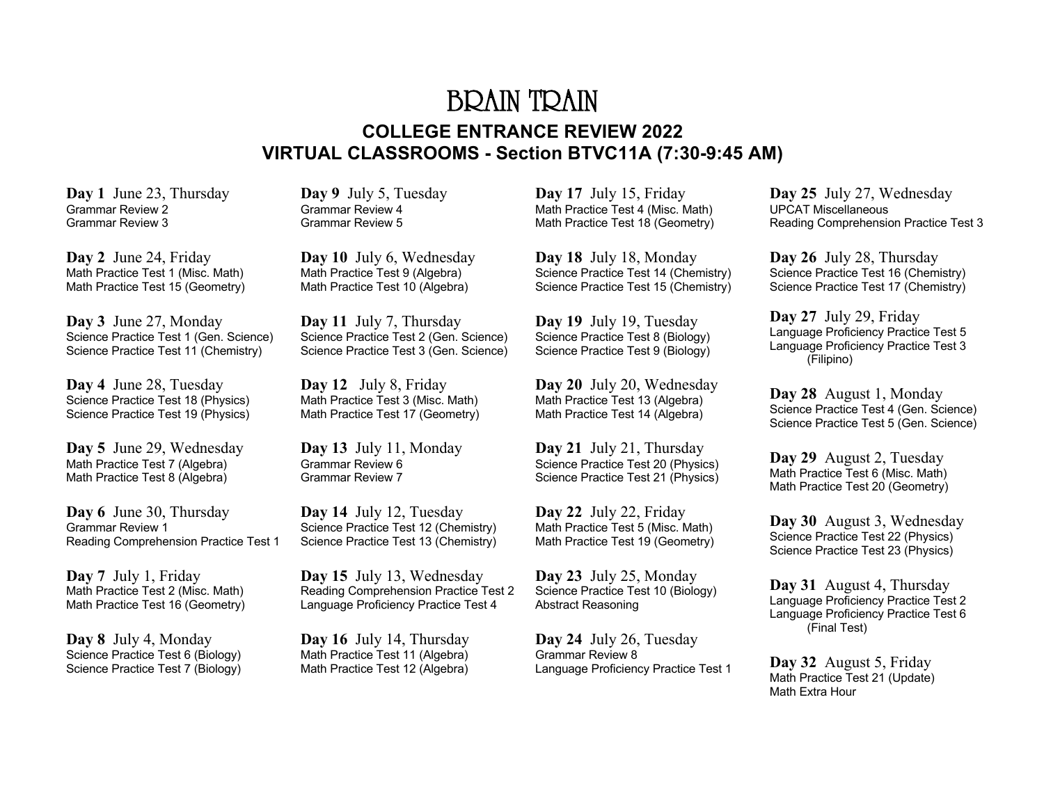# BRAIN TRAIN

## COLLEGE ENTRANCE REVIEW 2022
## VIRTUAL CLASSROOMS - Section BTVC11A (7:30-9:45 AM)

**Day 1** June 23, Thursday
Grammar Review 2
Grammar Review 3

**Day 2** June 24, Friday
Math Practice Test 1 (Misc. Math)
Math Practice Test 15 (Geometry)

**Day 3** June 27, Monday
Science Practice Test 1 (Gen. Science)
Science Practice Test 11 (Chemistry)

**Day 4** June 28, Tuesday
Science Practice Test 18 (Physics)
Science Practice Test 19 (Physics)

**Day 5** June 29, Wednesday
Math Practice Test 7 (Algebra)
Math Practice Test 8 (Algebra)

**Day 6** June 30, Thursday
Grammar Review 1
Reading Comprehension Practice Test 1

**Day 7** July 1, Friday
Math Practice Test 2 (Misc. Math)
Math Practice Test 16 (Geometry)

**Day 8** July 4, Monday
Science Practice Test 6 (Biology)
Science Practice Test 7 (Biology)

**Day 9** July 5, Tuesday
Grammar Review 4
Grammar Review 5

**Day 10** July 6, Wednesday
Math Practice Test 9 (Algebra)
Math Practice Test 10 (Algebra)

**Day 11** July 7, Thursday
Science Practice Test 2 (Gen. Science)
Science Practice Test 3 (Gen. Science)

**Day 12** July 8, Friday
Math Practice Test 3 (Misc. Math)
Math Practice Test 17 (Geometry)

**Day 13** July 11, Monday
Grammar Review 6
Grammar Review 7

**Day 14** July 12, Tuesday
Science Practice Test 12 (Chemistry)
Science Practice Test 13 (Chemistry)

**Day 15** July 13, Wednesday
Reading Comprehension Practice Test 2
Language Proficiency Practice Test 4

**Day 16** July 14, Thursday
Math Practice Test 11 (Algebra)
Math Practice Test 12 (Algebra)

**Day 17** July 15, Friday
Math Practice Test 4 (Misc. Math)
Math Practice Test 18 (Geometry)

**Day 18** July 18, Monday
Science Practice Test 14 (Chemistry)
Science Practice Test 15 (Chemistry)

**Day 19** July 19, Tuesday
Science Practice Test 8 (Biology)
Science Practice Test 9 (Biology)

**Day 20** July 20, Wednesday
Math Practice Test 13 (Algebra)
Math Practice Test 14 (Algebra)

**Day 21** July 21, Thursday
Science Practice Test 20 (Physics)
Science Practice Test 21 (Physics)

**Day 22** July 22, Friday
Math Practice Test 5 (Misc. Math)
Math Practice Test 19 (Geometry)

**Day 23** July 25, Monday
Science Practice Test 10 (Biology)
Abstract Reasoning

**Day 24** July 26, Tuesday
Grammar Review 8
Language Proficiency Practice Test 1

**Day 25** July 27, Wednesday
UPCAT Miscellaneous
Reading Comprehension Practice Test 3

**Day 26** July 28, Thursday
Science Practice Test 16 (Chemistry)
Science Practice Test 17 (Chemistry)

**Day 27** July 29, Friday
Language Proficiency Practice Test 5
Language Proficiency Practice Test 3 (Filipino)

**Day 28** August 1, Monday
Science Practice Test 4 (Gen. Science)
Science Practice Test 5 (Gen. Science)

**Day 29** August 2, Tuesday
Math Practice Test 6 (Misc. Math)
Math Practice Test 20 (Geometry)

**Day 30** August 3, Wednesday
Science Practice Test 22 (Physics)
Science Practice Test 23 (Physics)

**Day 31** August 4, Thursday
Language Proficiency Practice Test 2
Language Proficiency Practice Test 6 (Final Test)

**Day 32** August 5, Friday
Math Practice Test 21 (Update)
Math Extra Hour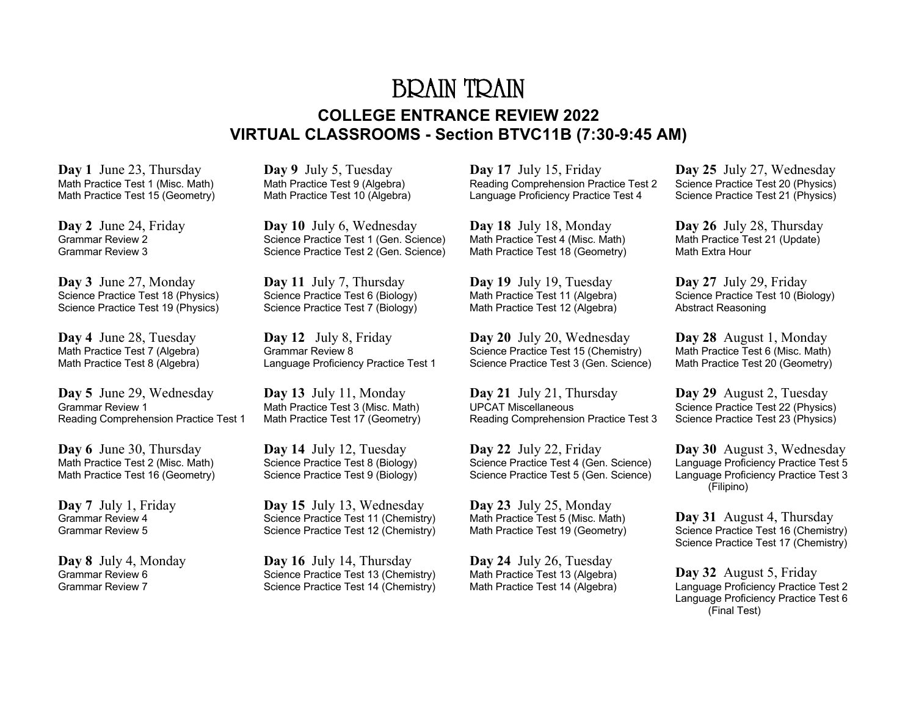# BRAIN TRAIN

## COLLEGE ENTRANCE REVIEW 2022
## VIRTUAL CLASSROOMS - Section BTVC11B (7:30-9:45 AM)

**Day 1** June 23, Thursday
Math Practice Test 1 (Misc. Math)
Math Practice Test 15 (Geometry)

**Day 2** June 24, Friday
Grammar Review 2
Grammar Review 3

**Day 3** June 27, Monday
Science Practice Test 18 (Physics)
Science Practice Test 19 (Physics)

**Day 4** June 28, Tuesday
Math Practice Test 7 (Algebra)
Math Practice Test 8 (Algebra)

**Day 5** June 29, Wednesday
Grammar Review 1
Reading Comprehension Practice Test 1

**Day 6** June 30, Thursday
Math Practice Test 2 (Misc. Math)
Math Practice Test 16 (Geometry)

**Day 7** July 1, Friday
Grammar Review 4
Grammar Review 5

**Day 8** July 4, Monday
Grammar Review 6
Grammar Review 7

**Day 9** July 5, Tuesday
Math Practice Test 9 (Algebra)
Math Practice Test 10 (Algebra)

**Day 10** July 6, Wednesday
Science Practice Test 1 (Gen. Science)
Science Practice Test 2 (Gen. Science)

**Day 11** July 7, Thursday
Science Practice Test 6 (Biology)
Science Practice Test 7 (Biology)

**Day 12** July 8, Friday
Grammar Review 8
Language Proficiency Practice Test 1

**Day 13** July 11, Monday
Math Practice Test 3 (Misc. Math)
Math Practice Test 17 (Geometry)

**Day 14** July 12, Tuesday
Science Practice Test 8 (Biology)
Science Practice Test 9 (Biology)

**Day 15** July 13, Wednesday
Science Practice Test 11 (Chemistry)
Science Practice Test 12 (Chemistry)

**Day 16** July 14, Thursday
Science Practice Test 13 (Chemistry)
Science Practice Test 14 (Chemistry)

**Day 17** July 15, Friday
Reading Comprehension Practice Test 2
Language Proficiency Practice Test 4

**Day 18** July 18, Monday
Math Practice Test 4 (Misc. Math)
Math Practice Test 18 (Geometry)

**Day 19** July 19, Tuesday
Math Practice Test 11 (Algebra)
Math Practice Test 12 (Algebra)

**Day 20** July 20, Wednesday
Science Practice Test 15 (Chemistry)
Science Practice Test 3 (Gen. Science)

**Day 21** July 21, Thursday
UPCAT Miscellaneous
Reading Comprehension Practice Test 3

**Day 22** July 22, Friday
Science Practice Test 4 (Gen. Science)
Science Practice Test 5 (Gen. Science)

**Day 23** July 25, Monday
Math Practice Test 5 (Misc. Math)
Math Practice Test 19 (Geometry)

**Day 24** July 26, Tuesday
Math Practice Test 13 (Algebra)
Math Practice Test 14 (Algebra)

**Day 25** July 27, Wednesday
Science Practice Test 20 (Physics)
Science Practice Test 21 (Physics)

**Day 26** July 28, Thursday
Math Practice Test 21 (Update)
Math Extra Hour

**Day 27** July 29, Friday
Science Practice Test 10 (Biology)
Abstract Reasoning

**Day 28** August 1, Monday
Math Practice Test 6 (Misc. Math)
Math Practice Test 20 (Geometry)

**Day 29** August 2, Tuesday
Science Practice Test 22 (Physics)
Science Practice Test 23 (Physics)

**Day 30** August 3, Wednesday
Language Proficiency Practice Test 5
Language Proficiency Practice Test 3 (Filipino)

**Day 31** August 4, Thursday
Science Practice Test 16 (Chemistry)
Science Practice Test 17 (Chemistry)

**Day 32** August 5, Friday
Language Proficiency Practice Test 2
Language Proficiency Practice Test 6 (Final Test)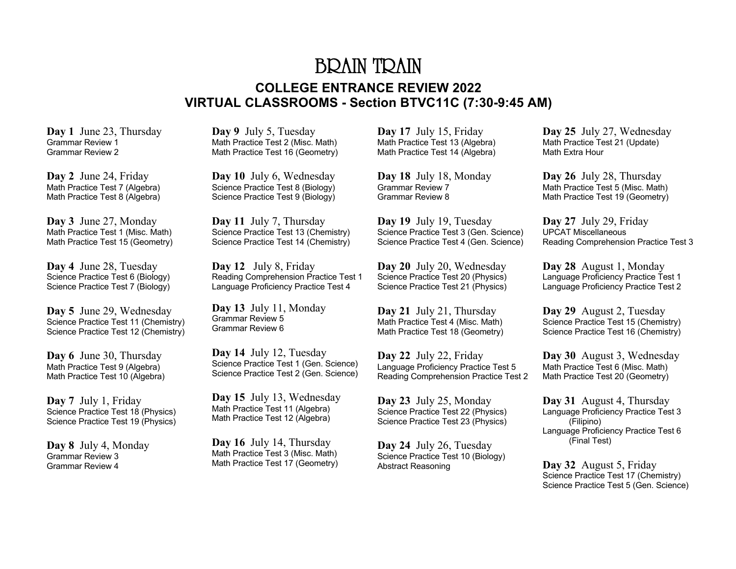# BRAIN TRAIN

## COLLEGE ENTRANCE REVIEW 2022
## VIRTUAL CLASSROOMS - Section BTVC11C (7:30-9:45 AM)

**Day 1** June 23, Thursday
Grammar Review 1
Grammar Review 2

**Day 2** June 24, Friday
Math Practice Test 7 (Algebra)
Math Practice Test 8 (Algebra)

**Day 3** June 27, Monday
Math Practice Test 1 (Misc. Math)
Math Practice Test 15 (Geometry)

**Day 4** June 28, Tuesday
Science Practice Test 6 (Biology)
Science Practice Test 7 (Biology)

**Day 5** June 29, Wednesday
Science Practice Test 11 (Chemistry)
Science Practice Test 12 (Chemistry)

**Day 6** June 30, Thursday
Math Practice Test 9 (Algebra)
Math Practice Test 10 (Algebra)

**Day 7** July 1, Friday
Science Practice Test 18 (Physics)
Science Practice Test 19 (Physics)

**Day 8** July 4, Monday
Grammar Review 3
Grammar Review 4

**Day 9** July 5, Tuesday
Math Practice Test 2 (Misc. Math)
Math Practice Test 16 (Geometry)

**Day 10** July 6, Wednesday
Science Practice Test 8 (Biology)
Science Practice Test 9 (Biology)

**Day 11** July 7, Thursday
Science Practice Test 13 (Chemistry)
Science Practice Test 14 (Chemistry)

**Day 12** July 8, Friday
Reading Comprehension Practice Test 1
Language Proficiency Practice Test 4

**Day 13** July 11, Monday
Grammar Review 5
Grammar Review 6

**Day 14** July 12, Tuesday
Science Practice Test 1 (Gen. Science)
Science Practice Test 2 (Gen. Science)

**Day 15** July 13, Wednesday
Math Practice Test 11 (Algebra)
Math Practice Test 12 (Algebra)

**Day 16** July 14, Thursday
Math Practice Test 3 (Misc. Math)
Math Practice Test 17 (Geometry)

**Day 17** July 15, Friday
Math Practice Test 13 (Algebra)
Math Practice Test 14 (Algebra)

**Day 18** July 18, Monday
Grammar Review 7
Grammar Review 8

**Day 19** July 19, Tuesday
Science Practice Test 3 (Gen. Science)
Science Practice Test 4 (Gen. Science)

**Day 20** July 20, Wednesday
Science Practice Test 20 (Physics)
Science Practice Test 21 (Physics)

**Day 21** July 21, Thursday
Math Practice Test 4 (Misc. Math)
Math Practice Test 18 (Geometry)

**Day 22** July 22, Friday
Language Proficiency Practice Test 5
Reading Comprehension Practice Test 2

**Day 23** July 25, Monday
Science Practice Test 22 (Physics)
Science Practice Test 23 (Physics)

**Day 24** July 26, Tuesday
Science Practice Test 10 (Biology)
Abstract Reasoning

**Day 25** July 27, Wednesday
Math Practice Test 21 (Update)
Math Extra Hour

**Day 26** July 28, Thursday
Math Practice Test 5 (Misc. Math)
Math Practice Test 19 (Geometry)

**Day 27** July 29, Friday
UPCAT Miscellaneous
Reading Comprehension Practice Test 3

**Day 28** August 1, Monday
Language Proficiency Practice Test 1
Language Proficiency Practice Test 2

**Day 29** August 2, Tuesday
Science Practice Test 15 (Chemistry)
Science Practice Test 16 (Chemistry)

**Day 30** August 3, Wednesday
Math Practice Test 6 (Misc. Math)
Math Practice Test 20 (Geometry)

**Day 31** August 4, Thursday
Language Proficiency Practice Test 3 (Filipino)
Language Proficiency Practice Test 6 (Final Test)

**Day 32** August 5, Friday
Science Practice Test 17 (Chemistry)
Science Practice Test 5 (Gen. Science)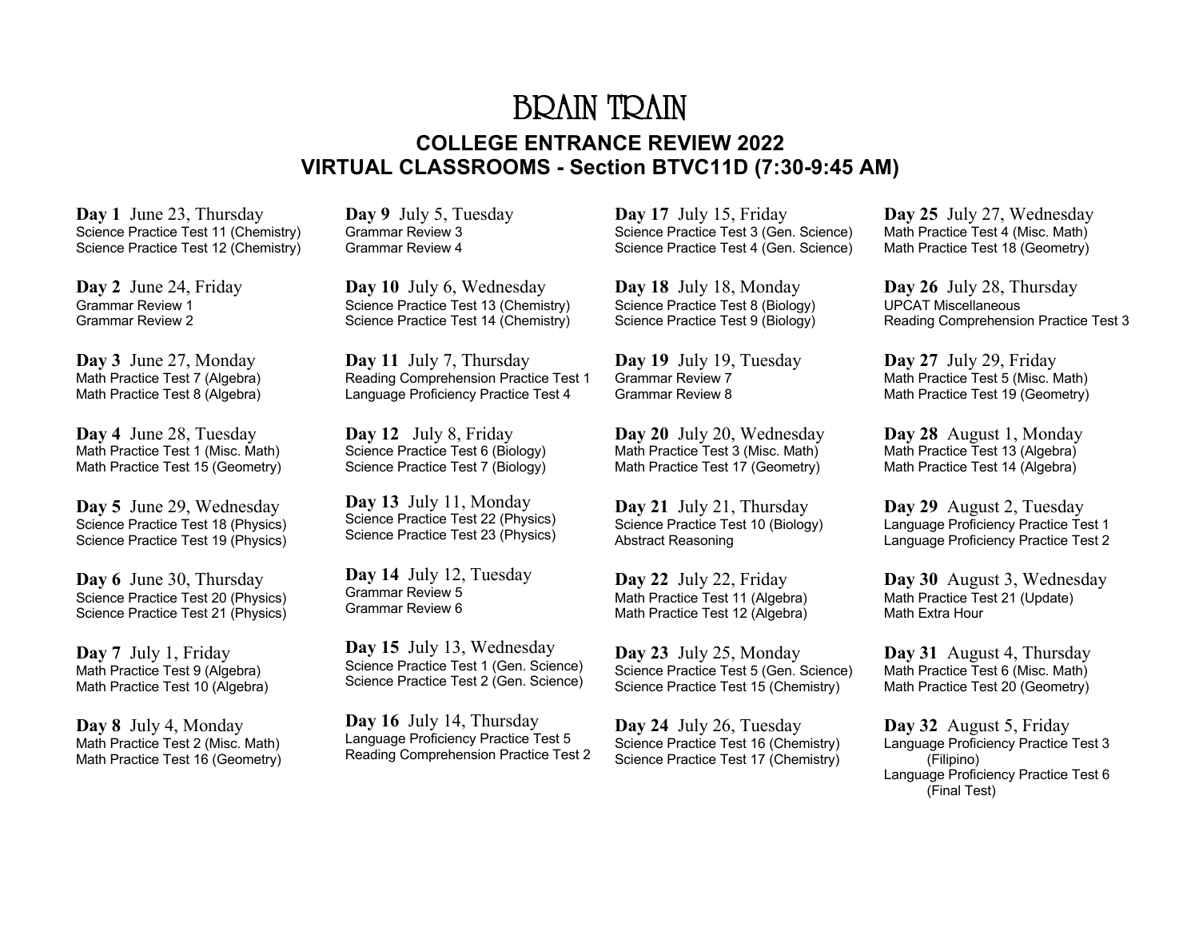# BRAIN TRAIN

## COLLEGE ENTRANCE REVIEW 2022
## VIRTUAL CLASSROOMS - Section BTVC11D (7:30-9:45 AM)

**Day 1** June 23, Thursday
Science Practice Test 11 (Chemistry)
Science Practice Test 12 (Chemistry)

**Day 2** June 24, Friday
Grammar Review 1
Grammar Review 2

**Day 3** June 27, Monday
Math Practice Test 7 (Algebra)
Math Practice Test 8 (Algebra)

**Day 4** June 28, Tuesday
Math Practice Test 1 (Misc. Math)
Math Practice Test 15 (Geometry)

**Day 5** June 29, Wednesday
Science Practice Test 18 (Physics)
Science Practice Test 19 (Physics)

**Day 6** June 30, Thursday
Science Practice Test 20 (Physics)
Science Practice Test 21 (Physics)

**Day 7** July 1, Friday
Math Practice Test 9 (Algebra)
Math Practice Test 10 (Algebra)

**Day 8** July 4, Monday
Math Practice Test 2 (Misc. Math)
Math Practice Test 16 (Geometry)

**Day 9** July 5, Tuesday
Grammar Review 3
Grammar Review 4

**Day 10** July 6, Wednesday
Science Practice Test 13 (Chemistry)
Science Practice Test 14 (Chemistry)

**Day 11** July 7, Thursday
Reading Comprehension Practice Test 1
Language Proficiency Practice Test 4

**Day 12** July 8, Friday
Science Practice Test 6 (Biology)
Science Practice Test 7 (Biology)

**Day 13** July 11, Monday
Science Practice Test 22 (Physics)
Science Practice Test 23 (Physics)

**Day 14** July 12, Tuesday
Grammar Review 5
Grammar Review 6

**Day 15** July 13, Wednesday
Science Practice Test 1 (Gen. Science)
Science Practice Test 2 (Gen. Science)

**Day 16** July 14, Thursday
Language Proficiency Practice Test 5
Reading Comprehension Practice Test 2

**Day 17** July 15, Friday
Science Practice Test 3 (Gen. Science)
Science Practice Test 4 (Gen. Science)

**Day 18** July 18, Monday
Science Practice Test 8 (Biology)
Science Practice Test 9 (Biology)

**Day 19** July 19, Tuesday
Grammar Review 7
Grammar Review 8

**Day 20** July 20, Wednesday
Math Practice Test 3 (Misc. Math)
Math Practice Test 17 (Geometry)

**Day 21** July 21, Thursday
Science Practice Test 10 (Biology)
Abstract Reasoning

**Day 22** July 22, Friday
Math Practice Test 11 (Algebra)
Math Practice Test 12 (Algebra)

**Day 23** July 25, Monday
Science Practice Test 5 (Gen. Science)
Science Practice Test 15 (Chemistry)

**Day 24** July 26, Tuesday
Science Practice Test 16 (Chemistry)
Science Practice Test 17 (Chemistry)

**Day 25** July 27, Wednesday
Math Practice Test 4 (Misc. Math)
Math Practice Test 18 (Geometry)

**Day 26** July 28, Thursday
UPCAT Miscellaneous
Reading Comprehension Practice Test 3

**Day 27** July 29, Friday
Math Practice Test 5 (Misc. Math)
Math Practice Test 19 (Geometry)

**Day 28** August 1, Monday
Math Practice Test 13 (Algebra)
Math Practice Test 14 (Algebra)

**Day 29** August 2, Tuesday
Language Proficiency Practice Test 1
Language Proficiency Practice Test 2

**Day 30** August 3, Wednesday
Math Practice Test 21 (Update)
Math Extra Hour

**Day 31** August 4, Thursday
Math Practice Test 6 (Misc. Math)
Math Practice Test 20 (Geometry)

**Day 32** August 5, Friday
Language Proficiency Practice Test 3 (Filipino)
Language Proficiency Practice Test 6 (Final Test)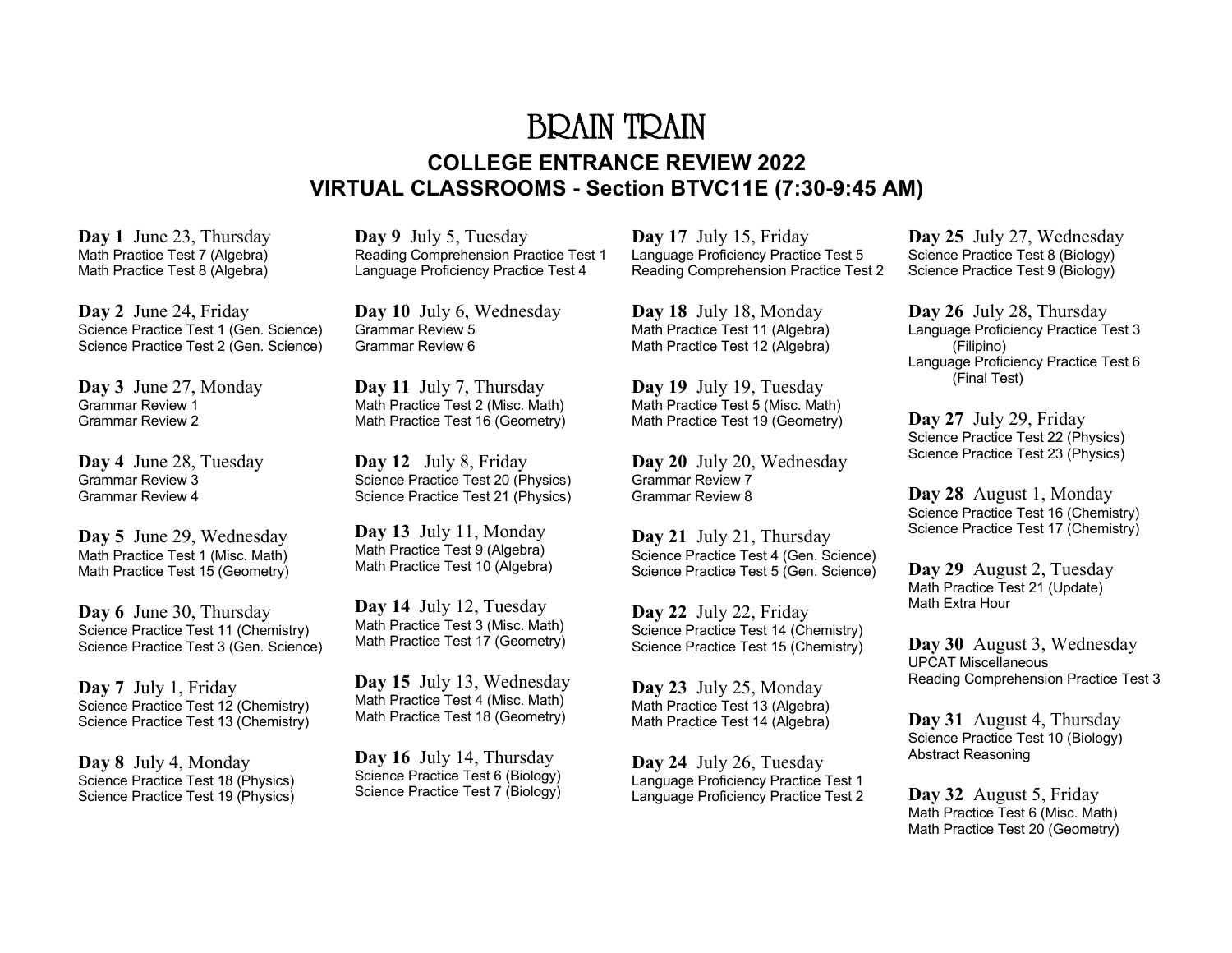# BRAIN TRAIN

## COLLEGE ENTRANCE REVIEW 2022
## VIRTUAL CLASSROOMS - Section BTVC11E (7:30-9:45 AM)

**Day 1** June 23, Thursday
Math Practice Test 7 (Algebra)
Math Practice Test 8 (Algebra)

**Day 2** June 24, Friday
Science Practice Test 1 (Gen. Science)
Science Practice Test 2 (Gen. Science)

**Day 3** June 27, Monday
Grammar Review 1
Grammar Review 2

**Day 4** June 28, Tuesday
Grammar Review 3
Grammar Review 4

**Day 5** June 29, Wednesday
Math Practice Test 1 (Misc. Math)
Math Practice Test 15 (Geometry)

**Day 6** June 30, Thursday
Science Practice Test 11 (Chemistry)
Science Practice Test 3 (Gen. Science)

**Day 7** July 1, Friday
Science Practice Test 12 (Chemistry)
Science Practice Test 13 (Chemistry)

**Day 8** July 4, Monday
Science Practice Test 18 (Physics)
Science Practice Test 19 (Physics)

**Day 9** July 5, Tuesday
Reading Comprehension Practice Test 1
Language Proficiency Practice Test 4

**Day 10** July 6, Wednesday
Grammar Review 5
Grammar Review 6

**Day 11** July 7, Thursday
Math Practice Test 2 (Misc. Math)
Math Practice Test 16 (Geometry)

**Day 12** July 8, Friday
Science Practice Test 20 (Physics)
Science Practice Test 21 (Physics)

**Day 13** July 11, Monday
Math Practice Test 9 (Algebra)
Math Practice Test 10 (Algebra)

**Day 14** July 12, Tuesday
Math Practice Test 3 (Misc. Math)
Math Practice Test 17 (Geometry)

**Day 15** July 13, Wednesday
Math Practice Test 4 (Misc. Math)
Math Practice Test 18 (Geometry)

**Day 16** July 14, Thursday
Science Practice Test 6 (Biology)
Science Practice Test 7 (Biology)

**Day 17** July 15, Friday
Language Proficiency Practice Test 5
Reading Comprehension Practice Test 2

**Day 18** July 18, Monday
Math Practice Test 11 (Algebra)
Math Practice Test 12 (Algebra)

**Day 19** July 19, Tuesday
Math Practice Test 5 (Misc. Math)
Math Practice Test 19 (Geometry)

**Day 20** July 20, Wednesday
Grammar Review 7
Grammar Review 8

**Day 21** July 21, Thursday
Science Practice Test 4 (Gen. Science)
Science Practice Test 5 (Gen. Science)

**Day 22** July 22, Friday
Science Practice Test 14 (Chemistry)
Science Practice Test 15 (Chemistry)

**Day 23** July 25, Monday
Math Practice Test 13 (Algebra)
Math Practice Test 14 (Algebra)

**Day 24** July 26, Tuesday
Language Proficiency Practice Test 1
Language Proficiency Practice Test 2

**Day 25** July 27, Wednesday
Science Practice Test 8 (Biology)
Science Practice Test 9 (Biology)

**Day 26** July 28, Thursday
Language Proficiency Practice Test 3 (Filipino)
Language Proficiency Practice Test 6 (Final Test)

**Day 27** July 29, Friday
Science Practice Test 22 (Physics)
Science Practice Test 23 (Physics)

**Day 28** August 1, Monday
Science Practice Test 16 (Chemistry)
Science Practice Test 17 (Chemistry)

**Day 29** August 2, Tuesday
Math Practice Test 21 (Update)
Math Extra Hour

**Day 30** August 3, Wednesday
UPCAT Miscellaneous
Reading Comprehension Practice Test 3

**Day 31** August 4, Thursday
Science Practice Test 10 (Biology)
Abstract Reasoning

**Day 32** August 5, Friday
Math Practice Test 6 (Misc. Math)
Math Practice Test 20 (Geometry)